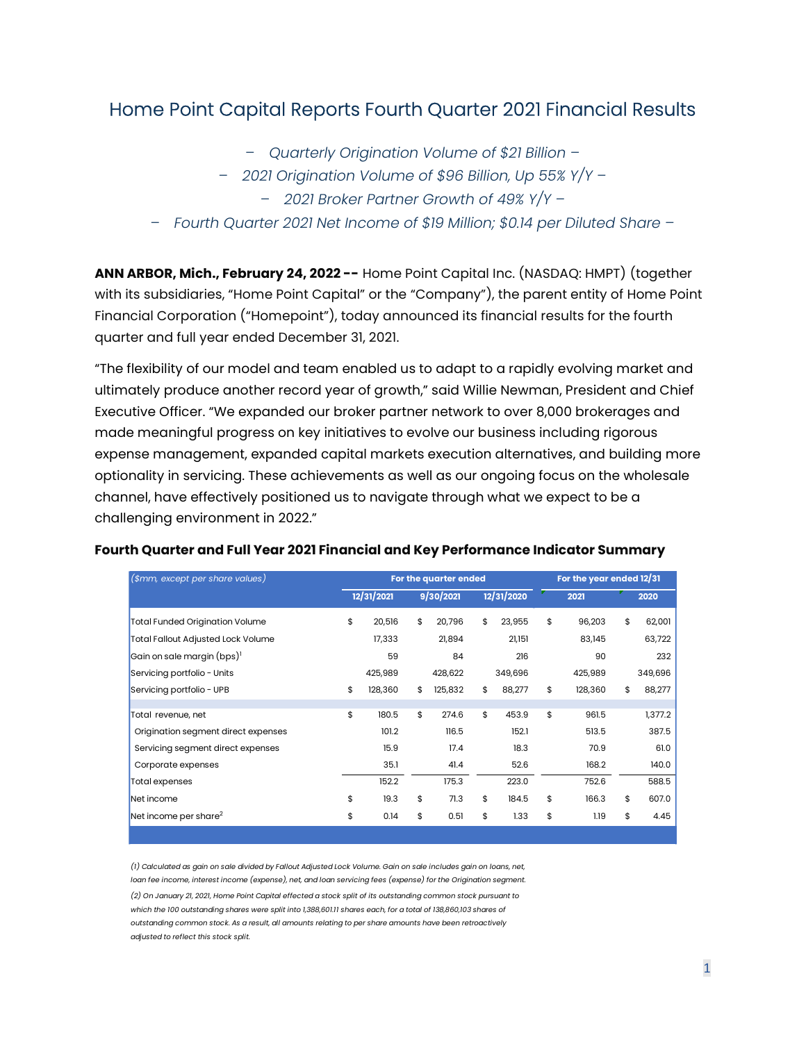# Home Point Capital Reports Fourth Quarter 2021 Financial Results

*– Quarterly Origination Volume of $21 Billion –*

*– 2021 Origination Volume of $96 Billion, Up 55% Y/Y –*

*– 2021 Broker Partner Growth of 49% Y/Y –*

*– Fourth Quarter 2021 Net Income of $19 Million; $0.14 per Diluted Share –*

**ANN ARBOR, Mich., February 24, 2022 --** Home Point Capital Inc. (NASDAQ: HMPT) (together with its subsidiaries, "Home Point Capital" or the "Company"), the parent entity of Home Point Financial Corporation ("Homepoint"), today announced its financial results for the fourth quarter and full year ended December 31, 2021.

"The flexibility of our model and team enabled us to adapt to a rapidly evolving market and ultimately produce another record year of growth," said Willie Newman, President and Chief Executive Officer. "We expanded our broker partner network to over 8,000 brokerages and made meaningful progress on key initiatives to evolve our business including rigorous expense management, expanded capital markets execution alternatives, and building more optionality in servicing. These achievements as well as our ongoing focus on the wholesale channel, have effectively positioned us to navigate through what we expect to be a challenging environment in 2022."

**Fourth Quarter and Full Year 2021 Financial and Key Performance Indicator Summary**

| *($mm, except per share values)* | For the quarter ended | | | For the year ended 12/31 | |
|---|---|---|---|---|---|
| | 12/31/2021 | 9/30/2021 | 12/31/2020 | 2021 | 2020 |
| Total Funded Origination Volume | $ 20,516 | $ 20,796 | $ 23,955 | $ 96,203 | $ 62,001 |
| Total Fallout Adjusted Lock Volume | 17,333 | 21,894 | 21,151 | 83,145 | 63,722 |
| Gain on sale margin (bps)[1] | 59 | 84 | 216 | 90 | 232 |
| Servicing portfolio - Units | 425,989 | 428,622 | 349,696 | 425,989 | 349,696 |
| Servicing portfolio - UPB | $ 128,360 | $ 125,832 | $ 88,277 | $ 128,360 | $ 88,277 |
| Total revenue, net | $ 180.5 | $ 274.6 | $ 453.9 | $ 961.5 | 1,377.2 |
| Origination segment direct expenses | 101.2 | 116.5 | 152.1 | 513.5 | 387.5 |
| Servicing segment direct expenses | 15.9 | 17.4 | 18.3 | 70.9 | 61.0 |
| Corporate expenses | 35.1 | 41.4 | 52.6 | 168.2 | 140.0 |
| Total expenses | 152.2 | 175.3 | 223.0 | 752.6 | 588.5 |
| Net income | $ 19.3 | $ 71.3 | $ 184.5 | $ 166.3 | $ 607.0 |
| Net income per share[2] | $ 0.14 | $ 0.51 | $ 1.33 | $ 1.19 | $ 4.45 |

*(1) Calculated as gain on sale divided by Fallout Adjusted Lock Volume. Gain on sale includes gain on loans, net, loan fee income, interest income (expense), net, and loan servicing fees (expense) for the Origination segment.*

*(2) On January 21, 2021, Home Point Capital effected a stock split of its outstanding common stock pursuant to which the 100 outstanding shares were split into 1,388,601.11 shares each, for a total of 138,860,103 shares of outstanding common stock. As a result, all amounts relating to per share amounts have been retroactively adjusted to reflect this stock split.*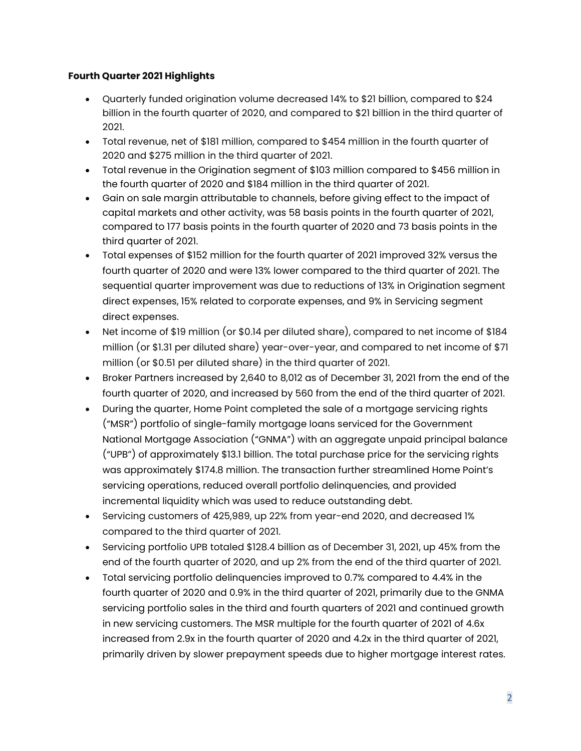**Fourth Quarter 2021 Highlights**

- Quarterly funded origination volume decreased 14% to $21 billion, compared to $24 billion in the fourth quarter of 2020, and compared to $21 billion in the third quarter of 2021.
- Total revenue, net of $181 million, compared to $454 million in the fourth quarter of 2020 and $275 million in the third quarter of 2021.
- Total revenue in the Origination segment of $103 million compared to $456 million in the fourth quarter of 2020 and $184 million in the third quarter of 2021.
- Gain on sale margin attributable to channels, before giving effect to the impact of capital markets and other activity, was 58 basis points in the fourth quarter of 2021, compared to 177 basis points in the fourth quarter of 2020 and 73 basis points in the third quarter of 2021.
- Total expenses of $152 million for the fourth quarter of 2021 improved 32% versus the fourth quarter of 2020 and were 13% lower compared to the third quarter of 2021. The sequential quarter improvement was due to reductions of 13% in Origination segment direct expenses, 15% related to corporate expenses, and 9% in Servicing segment direct expenses.
- Net income of $19 million (or $0.14 per diluted share), compared to net income of $184 million (or $1.31 per diluted share) year-over-year, and compared to net income of $71 million (or $0.51 per diluted share) in the third quarter of 2021.
- Broker Partners increased by 2,640 to 8,012 as of December 31, 2021 from the end of the fourth quarter of 2020, and increased by 560 from the end of the third quarter of 2021.
- During the quarter, Home Point completed the sale of a mortgage servicing rights ("MSR") portfolio of single-family mortgage loans serviced for the Government National Mortgage Association ("GNMA") with an aggregate unpaid principal balance ("UPB") of approximately $13.1 billion. The total purchase price for the servicing rights was approximately $174.8 million. The transaction further streamlined Home Point's servicing operations, reduced overall portfolio delinquencies, and provided incremental liquidity which was used to reduce outstanding debt.
- Servicing customers of 425,989, up 22% from year-end 2020, and decreased 1% compared to the third quarter of 2021.
- Servicing portfolio UPB totaled $128.4 billion as of December 31, 2021, up 45% from the end of the fourth quarter of 2020, and up 2% from the end of the third quarter of 2021.
- Total servicing portfolio delinquencies improved to 0.7% compared to 4.4% in the fourth quarter of 2020 and 0.9% in the third quarter of 2021, primarily due to the GNMA servicing portfolio sales in the third and fourth quarters of 2021 and continued growth in new servicing customers. The MSR multiple for the fourth quarter of 2021 of 4.6x increased from 2.9x in the fourth quarter of 2020 and 4.2x in the third quarter of 2021, primarily driven by slower prepayment speeds due to higher mortgage interest rates.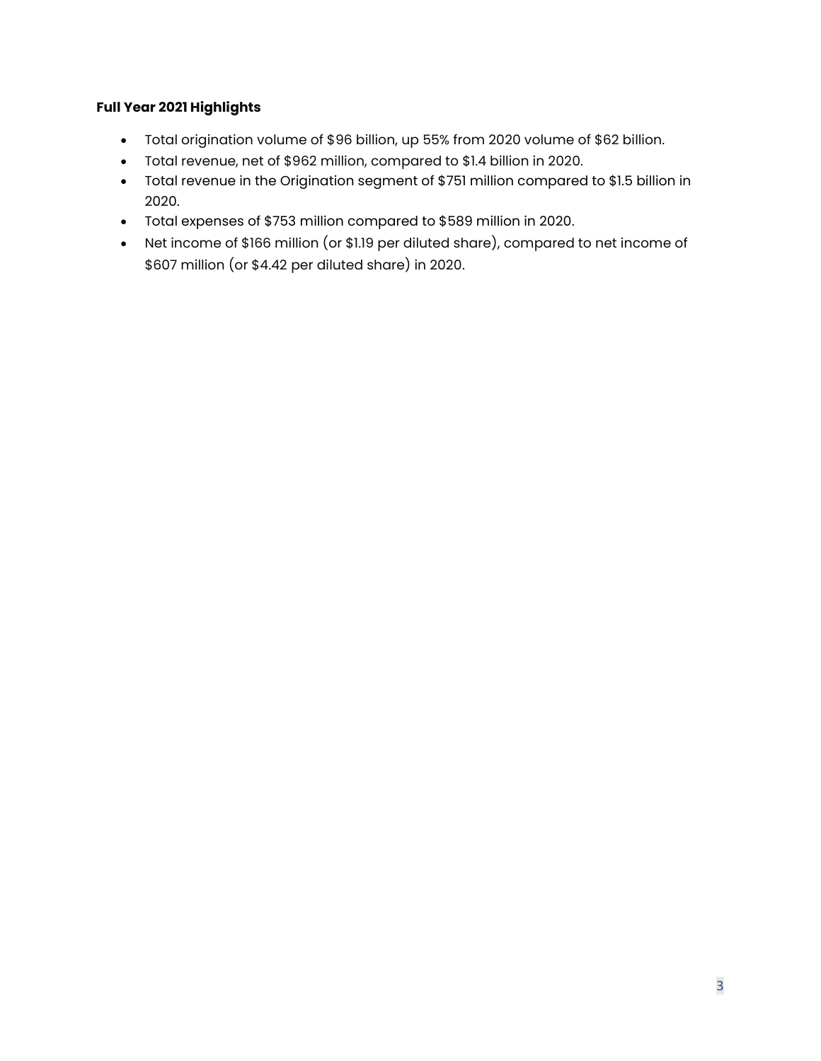**Full Year 2021 Highlights**

- Total origination volume of $96 billion, up 55% from 2020 volume of $62 billion.
- Total revenue, net of $962 million, compared to $1.4 billion in 2020.
- Total revenue in the Origination segment of $751 million compared to $1.5 billion in 2020.
- Total expenses of $753 million compared to $589 million in 2020.
- Net income of $166 million (or $1.19 per diluted share), compared to net income of $607 million (or $4.42 per diluted share) in 2020.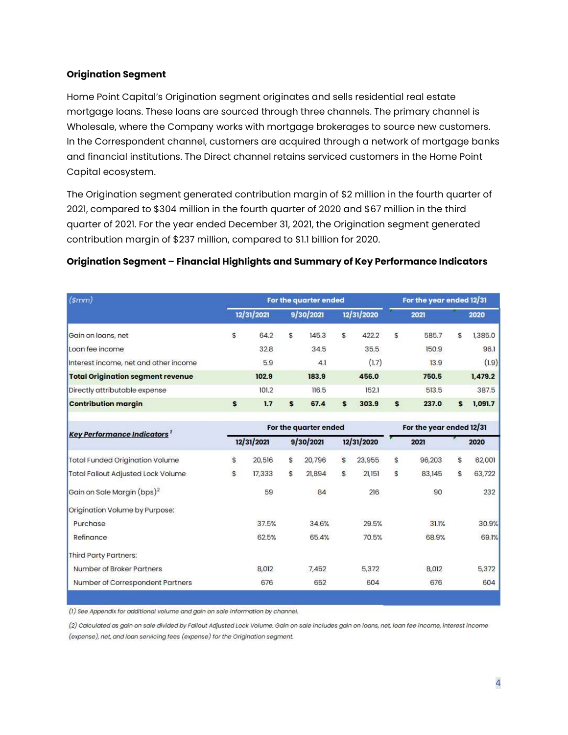**Origination Segment**

Home Point Capital's Origination segment originates and sells residential real estate mortgage loans. These loans are sourced through three channels. The primary channel is Wholesale, where the Company works with mortgage brokerages to source new customers. In the Correspondent channel, customers are acquired through a network of mortgage banks and financial institutions. The Direct channel retains serviced customers in the Home Point Capital ecosystem.

The Origination segment generated contribution margin of $2 million in the fourth quarter of 2021, compared to $304 million in the fourth quarter of 2020 and $67 million in the third quarter of 2021. For the year ended December 31, 2021, the Origination segment generated contribution margin of $237 million, compared to $1.1 billion for 2020.

**Origination Segment – Financial Highlights and Summary of Key Performance Indicators**

| ($mm) | For the quarter ended | | | For the year ended 12/31 | |
|---|---|---|---|---|---|
| | 12/31/2021 | 9/30/2021 | 12/31/2020 | 2021 | 2020 |
| Gain on loans, net | $ 64.2 | $ 145.3 | $ 422.2 | $ 585.7 | $ 1,385.0 |
| Loan fee income | 32.8 | 34.5 | 35.5 | 150.9 | 96.1 |
| Interest income, net and other income | 5.9 | 4.1 | (1.7) | 13.9 | (1.9) |
| **Total Origination segment revenue** | **102.9** | **183.9** | **456.0** | **750.5** | **1,479.2** |
| Directly attributable expense | 101.2 | 116.5 | 152.1 | 513.5 | 387.5 |
| **Contribution margin** | **$ 1.7** | **$ 67.4** | **$ 303.9** | **$ 237.0** | **$ 1,091.7** |

| Key Performance Indicators[1] | For the quarter ended | | | For the year ended 12/31 | |
|---|---|---|---|---|---|
| | 12/31/2021 | 9/30/2021 | 12/31/2020 | 2021 | 2020 |
| Total Funded Origination Volume | $ 20,516 | $ 20,796 | $ 23,955 | $ 96,203 | $ 62,001 |
| Total Fallout Adjusted Lock Volume | $ 17,333 | $ 21,894 | $ 21,151 | $ 83,145 | $ 63,722 |
| Gain on Sale Margin (bps)[2] | 59 | 84 | 216 | 90 | 232 |
| Origination Volume by Purpose: | | | | | |
| Purchase | 37.5% | 34.6% | 29.5% | 31.1% | 30.9% |
| Refinance | 62.5% | 65.4% | 70.5% | 68.9% | 69.1% |
| Third Party Partners: | | | | | |
| Number of Broker Partners | 8,012 | 7,452 | 5,372 | 8,012 | 5,372 |
| Number of Correspondent Partners | 676 | 652 | 604 | 676 | 604 |

*(1) See Appendix for additional volume and gain on sale information by channel.*

*(2) Calculated as gain on sale divided by Fallout Adjusted Lock Volume. Gain on sale includes gain on loans, net, loan fee income, interest income (expense), net, and loan servicing fees (expense) for the Origination segment.*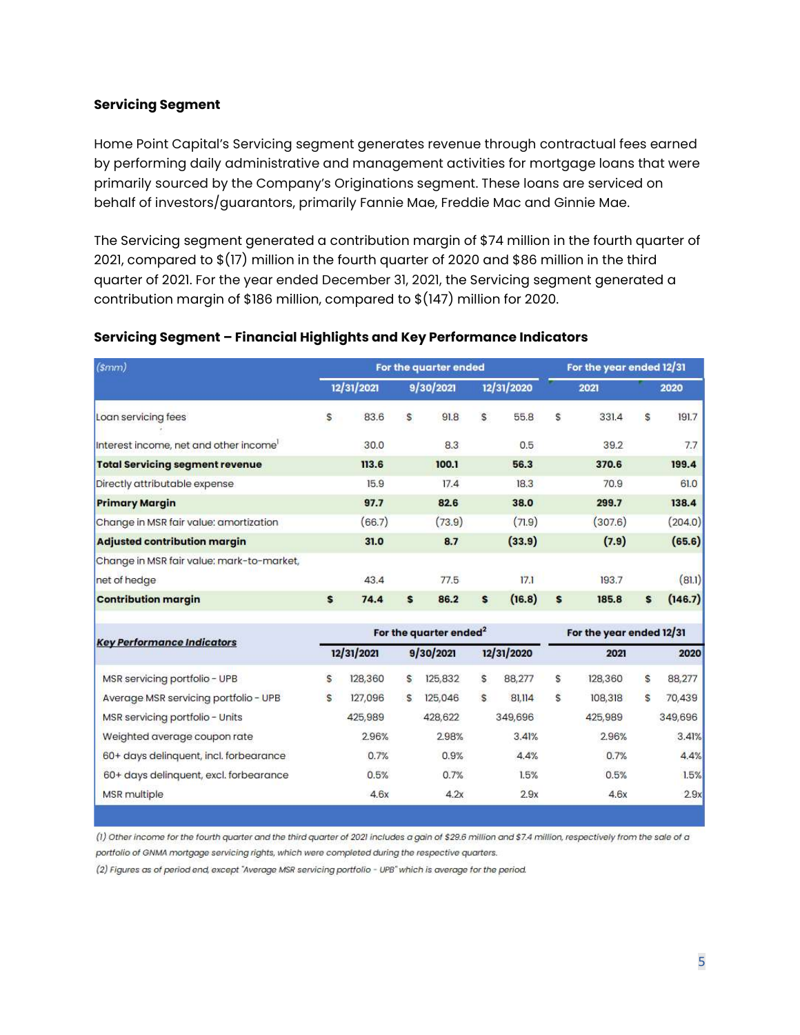### Servicing Segment

Home Point Capital's Servicing segment generates revenue through contractual fees earned by performing daily administrative and management activities for mortgage loans that were primarily sourced by the Company's Originations segment. These loans are serviced on behalf of investors/guarantors, primarily Fannie Mae, Freddie Mac and Ginnie Mae.

The Servicing segment generated a contribution margin of $74 million in the fourth quarter of 2021, compared to $(17) million in the fourth quarter of 2020 and $86 million in the third quarter of 2021. For the year ended December 31, 2021, the Servicing segment generated a contribution margin of $186 million, compared to $(147) million for 2020.

### Servicing Segment – Financial Highlights and Key Performance Indicators

| ($mm) | For the quarter ended | | | For the year ended 12/31 | |
|---|---|---|---|---|---|
| | 12/31/2021 | 9/30/2021 | 12/31/2020 | 2021 | 2020 |
| Loan servicing fees | $ 83.6 | $ 91.8 | $ 55.8 | $ 331.4 | $ 191.7 |
| Interest income, net and other income[1] | 30.0 | 8.3 | 0.5 | 39.2 | 7.7 |
| **Total Servicing segment revenue** | **113.6** | **100.1** | **56.3** | **370.6** | **199.4** |
| Directly attributable expense | 15.9 | 17.4 | 18.3 | 70.9 | 61.0 |
| **Primary Margin** | **97.7** | **82.6** | **38.0** | **299.7** | **138.4** |
| Change in MSR fair value: amortization | (66.7) | (73.9) | (71.9) | (307.6) | (204.0) |
| **Adjusted contribution margin** | **31.0** | **8.7** | **(33.9)** | **(7.9)** | **(65.6)** |
| Change in MSR fair value: mark-to-market, net of hedge | 43.4 | 77.5 | 17.1 | 193.7 | (81.1) |
| **Contribution margin** | **$ 74.4** | **$ 86.2** | **$ (16.8)** | **$ 185.8** | **$ (146.7)** |

| ***Key Performance Indicators*** | For the quarter ended[2] | | | For the year ended 12/31 | |
|---|---|---|---|---|---|
| | 12/31/2021 | 9/30/2021 | 12/31/2020 | 2021 | 2020 |
| MSR servicing portfolio - UPB | $ 128,360 | $ 125,832 | $ 88,277 | $ 128,360 | $ 88,277 |
| Average MSR servicing portfolio - UPB | $ 127,096 | $ 125,046 | $ 81,114 | $ 108,318 | $ 70,439 |
| MSR servicing portfolio - Units | 425,989 | 428,622 | 349,696 | 425,989 | 349,696 |
| Weighted average coupon rate | 2.96% | 2.98% | 3.41% | 2.96% | 3.41% |
| 60+ days delinquent, incl. forbearance | 0.7% | 0.9% | 4.4% | 0.7% | 4.4% |
| 60+ days delinquent, excl. forbearance | 0.5% | 0.7% | 1.5% | 0.5% | 1.5% |
| MSR multiple | 4.6x | 4.2x | 2.9x | 4.6x | 2.9x |

*(1) Other income for the fourth quarter and the third quarter of 2021 includes a gain of $29.6 million and $7.4 million, respectively from the sale of a portfolio of GNMA mortgage servicing rights, which were completed during the respective quarters.*

*(2) Figures as of period end, except "Average MSR servicing portfolio - UPB" which is average for the period.*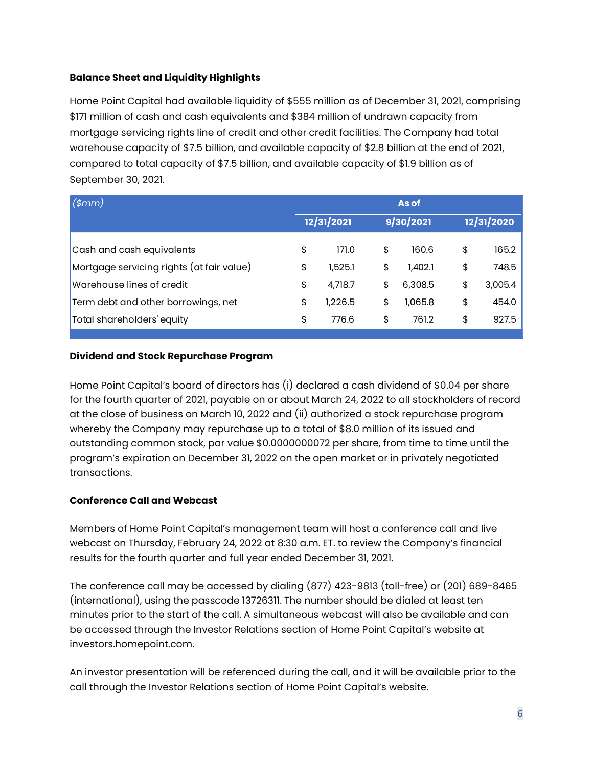### Balance Sheet and Liquidity Highlights

Home Point Capital had available liquidity of $555 million as of December 31, 2021, comprising $171 million of cash and cash equivalents and $384 million of undrawn capacity from mortgage servicing rights line of credit and other credit facilities. The Company had total warehouse capacity of $7.5 billion, and available capacity of $2.8 billion at the end of 2021, compared to total capacity of $7.5 billion, and available capacity of $1.9 billion as of September 30, 2021.

| *($mm)* | As of | | |
|---|---|---|---|
| | 12/31/2021 | 9/30/2021 | 12/31/2020 |
| Cash and cash equivalents | $ 171.0 | $ 160.6 | $ 165.2 |
| Mortgage servicing rights (at fair value) | $ 1,525.1 | $ 1,402.1 | $ 748.5 |
| Warehouse lines of credit | $ 4,718.7 | $ 6,308.5 | $ 3,005.4 |
| Term debt and other borrowings, net | $ 1,226.5 | $ 1,065.8 | $ 454.0 |
| Total shareholders' equity | $ 776.6 | $ 761.2 | $ 927.5 |

### Dividend and Stock Repurchase Program

Home Point Capital's board of directors has (i) declared a cash dividend of $0.04 per share for the fourth quarter of 2021, payable on or about March 24, 2022 to all stockholders of record at the close of business on March 10, 2022 and (ii) authorized a stock repurchase program whereby the Company may repurchase up to a total of $8.0 million of its issued and outstanding common stock, par value $0.0000000072 per share, from time to time until the program's expiration on December 31, 2022 on the open market or in privately negotiated transactions.

### Conference Call and Webcast

Members of Home Point Capital's management team will host a conference call and live webcast on Thursday, February 24, 2022 at 8:30 a.m. ET. to review the Company's financial results for the fourth quarter and full year ended December 31, 2021.

The conference call may be accessed by dialing (877) 423-9813 (toll-free) or (201) 689-8465 (international), using the passcode 13726311. The number should be dialed at least ten minutes prior to the start of the call. A simultaneous webcast will also be available and can be accessed through the Investor Relations section of Home Point Capital's website at investors.homepoint.com.

An investor presentation will be referenced during the call, and it will be available prior to the call through the Investor Relations section of Home Point Capital's website.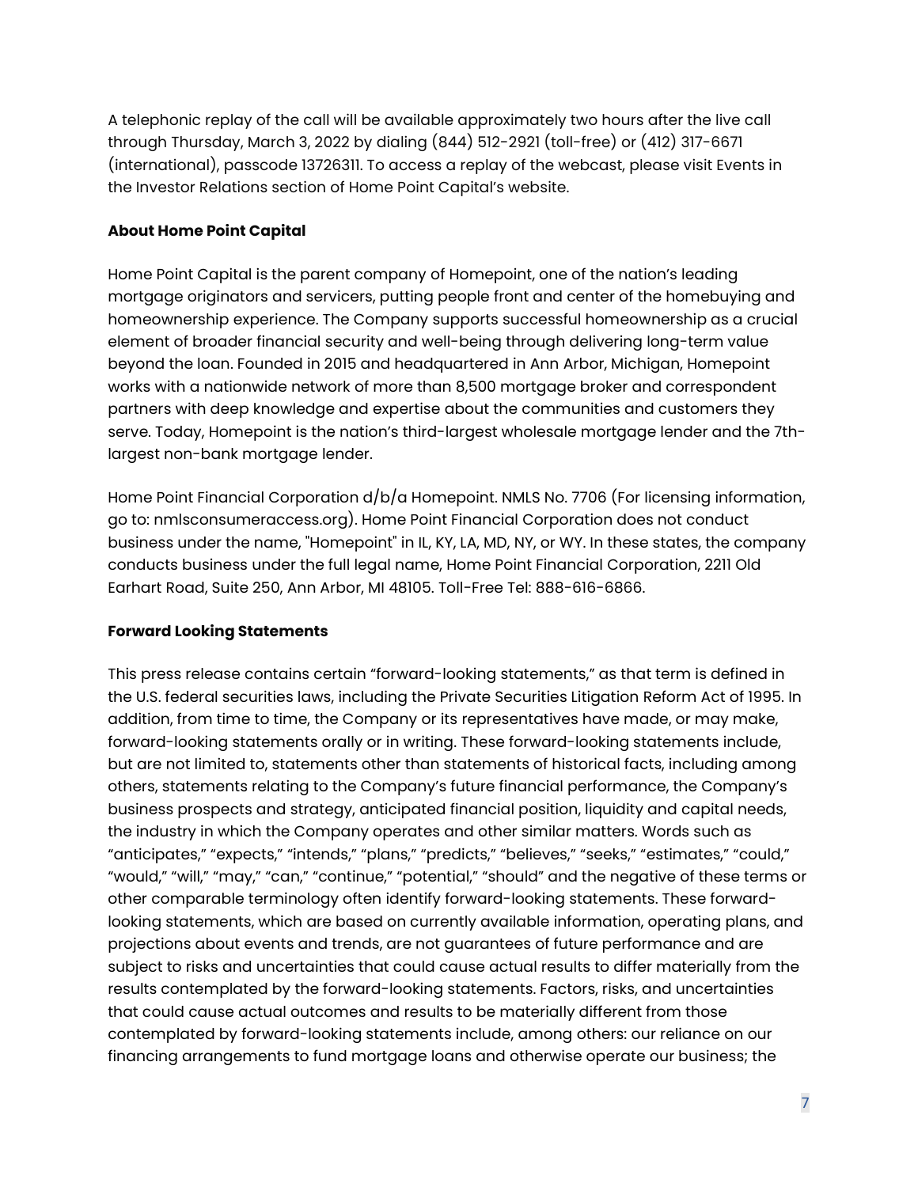A telephonic replay of the call will be available approximately two hours after the live call through Thursday, March 3, 2022 by dialing (844) 512-2921 (toll-free) or (412) 317-6671 (international), passcode 13726311. To access a replay of the webcast, please visit Events in the Investor Relations section of Home Point Capital's website.

**About Home Point Capital**

Home Point Capital is the parent company of Homepoint, one of the nation's leading mortgage originators and servicers, putting people front and center of the homebuying and homeownership experience. The Company supports successful homeownership as a crucial element of broader financial security and well-being through delivering long-term value beyond the loan. Founded in 2015 and headquartered in Ann Arbor, Michigan, Homepoint works with a nationwide network of more than 8,500 mortgage broker and correspondent partners with deep knowledge and expertise about the communities and customers they serve. Today, Homepoint is the nation's third-largest wholesale mortgage lender and the 7th-largest non-bank mortgage lender.

Home Point Financial Corporation d/b/a Homepoint. NMLS No. 7706 (For licensing information, go to: nmlsconsumeraccess.org). Home Point Financial Corporation does not conduct business under the name, "Homepoint" in IL, KY, LA, MD, NY, or WY. In these states, the company conducts business under the full legal name, Home Point Financial Corporation, 2211 Old Earhart Road, Suite 250, Ann Arbor, MI 48105. Toll-Free Tel: 888-616-6866.

**Forward Looking Statements**

This press release contains certain "forward-looking statements," as that term is defined in the U.S. federal securities laws, including the Private Securities Litigation Reform Act of 1995. In addition, from time to time, the Company or its representatives have made, or may make, forward-looking statements orally or in writing. These forward-looking statements include, but are not limited to, statements other than statements of historical facts, including among others, statements relating to the Company's future financial performance, the Company's business prospects and strategy, anticipated financial position, liquidity and capital needs, the industry in which the Company operates and other similar matters. Words such as "anticipates," "expects," "intends," "plans," "predicts," "believes," "seeks," "estimates," "could," "would," "will," "may," "can," "continue," "potential," "should" and the negative of these terms or other comparable terminology often identify forward-looking statements. These forward-looking statements, which are based on currently available information, operating plans, and projections about events and trends, are not guarantees of future performance and are subject to risks and uncertainties that could cause actual results to differ materially from the results contemplated by the forward-looking statements. Factors, risks, and uncertainties that could cause actual outcomes and results to be materially different from those contemplated by forward-looking statements include, among others: our reliance on our financing arrangements to fund mortgage loans and otherwise operate our business; the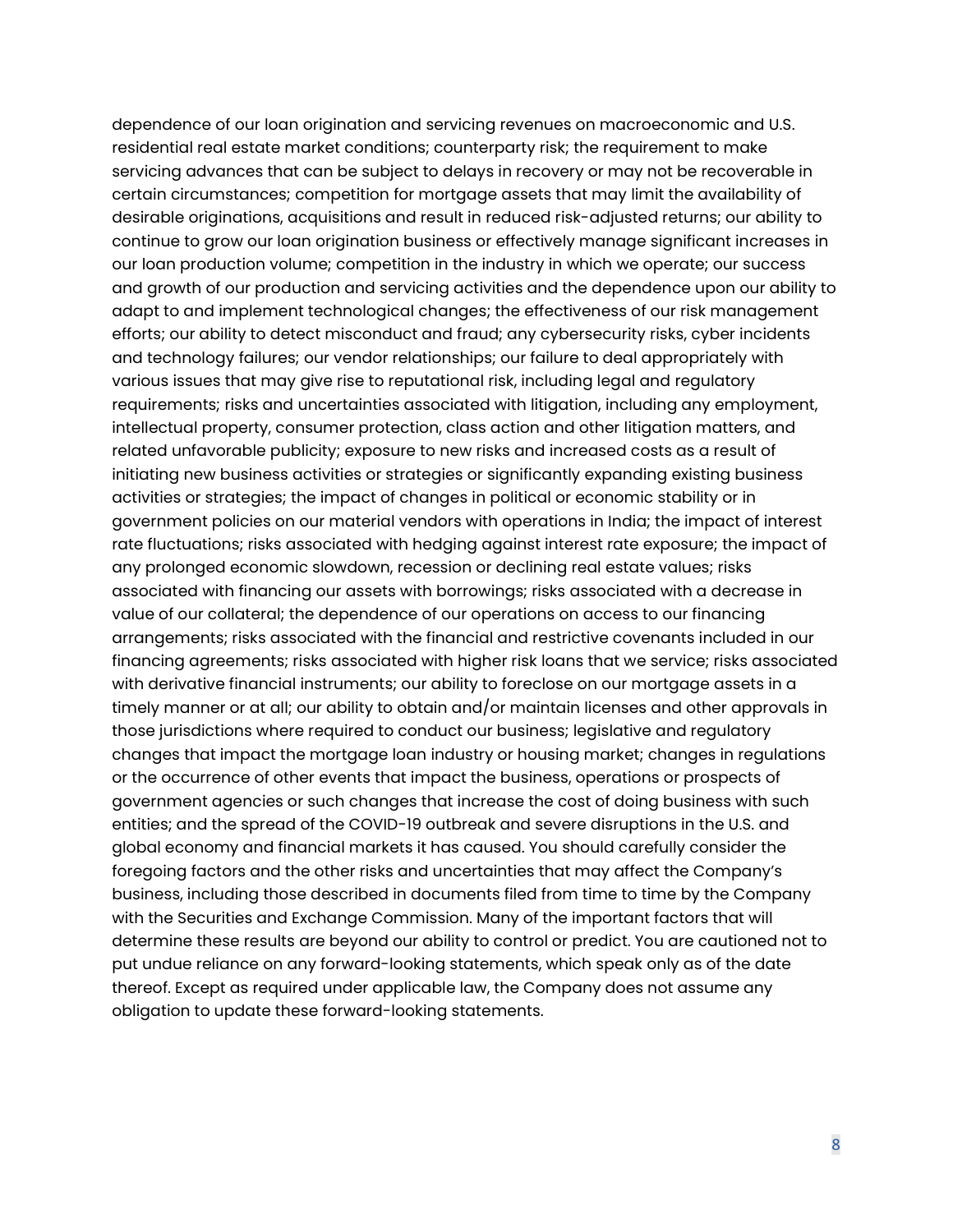dependence of our loan origination and servicing revenues on macroeconomic and U.S. residential real estate market conditions; counterparty risk; the requirement to make servicing advances that can be subject to delays in recovery or may not be recoverable in certain circumstances; competition for mortgage assets that may limit the availability of desirable originations, acquisitions and result in reduced risk-adjusted returns; our ability to continue to grow our loan origination business or effectively manage significant increases in our loan production volume; competition in the industry in which we operate; our success and growth of our production and servicing activities and the dependence upon our ability to adapt to and implement technological changes; the effectiveness of our risk management efforts; our ability to detect misconduct and fraud; any cybersecurity risks, cyber incidents and technology failures; our vendor relationships; our failure to deal appropriately with various issues that may give rise to reputational risk, including legal and regulatory requirements; risks and uncertainties associated with litigation, including any employment, intellectual property, consumer protection, class action and other litigation matters, and related unfavorable publicity; exposure to new risks and increased costs as a result of initiating new business activities or strategies or significantly expanding existing business activities or strategies; the impact of changes in political or economic stability or in government policies on our material vendors with operations in India; the impact of interest rate fluctuations; risks associated with hedging against interest rate exposure; the impact of any prolonged economic slowdown, recession or declining real estate values; risks associated with financing our assets with borrowings; risks associated with a decrease in value of our collateral; the dependence of our operations on access to our financing arrangements; risks associated with the financial and restrictive covenants included in our financing agreements; risks associated with higher risk loans that we service; risks associated with derivative financial instruments; our ability to foreclose on our mortgage assets in a timely manner or at all; our ability to obtain and/or maintain licenses and other approvals in those jurisdictions where required to conduct our business; legislative and regulatory changes that impact the mortgage loan industry or housing market; changes in regulations or the occurrence of other events that impact the business, operations or prospects of government agencies or such changes that increase the cost of doing business with such entities; and the spread of the COVID-19 outbreak and severe disruptions in the U.S. and global economy and financial markets it has caused. You should carefully consider the foregoing factors and the other risks and uncertainties that may affect the Company's business, including those described in documents filed from time to time by the Company with the Securities and Exchange Commission. Many of the important factors that will determine these results are beyond our ability to control or predict. You are cautioned not to put undue reliance on any forward-looking statements, which speak only as of the date thereof. Except as required under applicable law, the Company does not assume any obligation to update these forward-looking statements.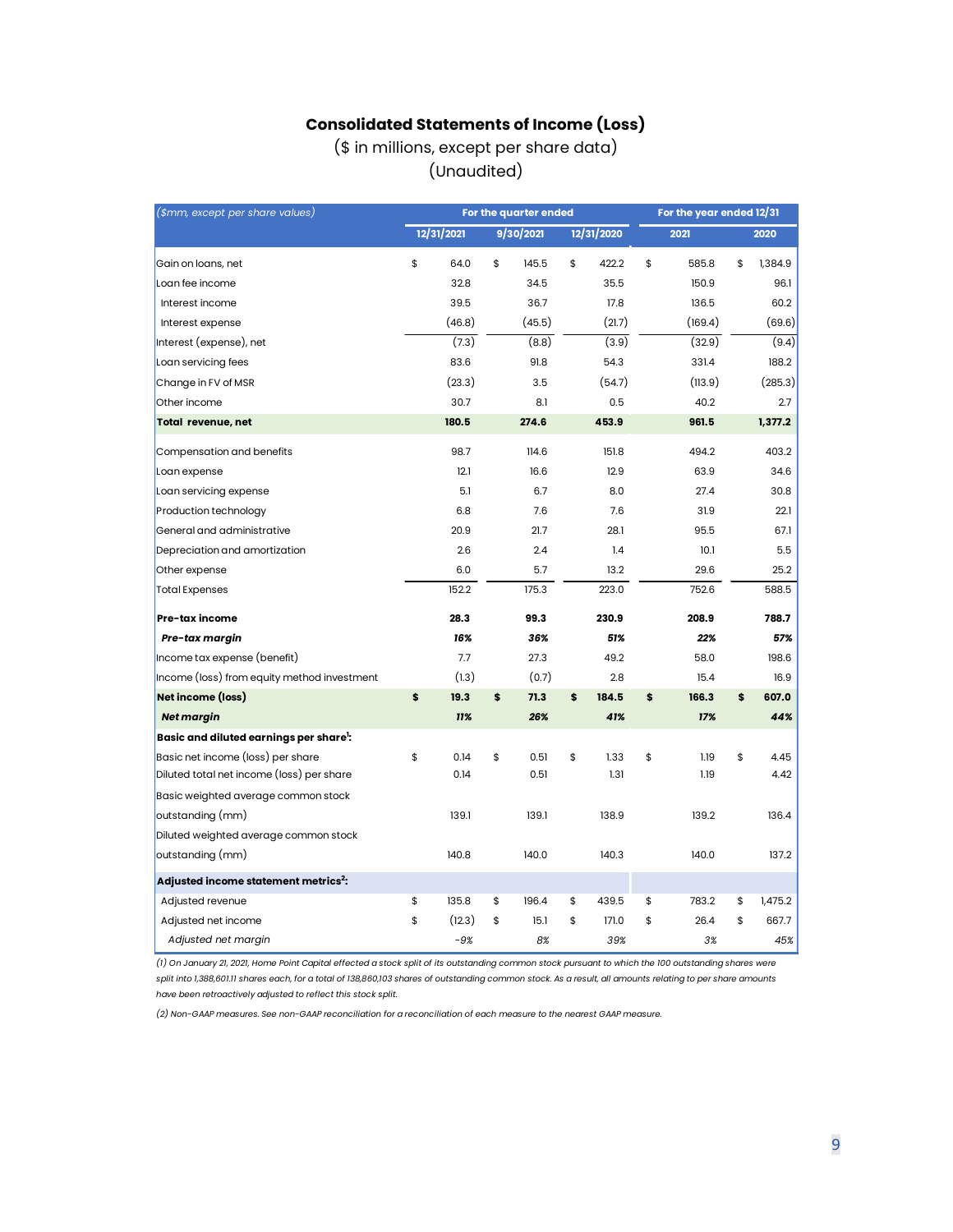# Consolidated Statements of Income (Loss)

($ in millions, except per share data)
(Unaudited)

| ($mm, except per share values) | For the quarter ended | | | For the year ended 12/31 | |
|---|---|---|---|---|---|
| | 12/31/2021 | 9/30/2021 | 12/31/2020 | 2021 | 2020 |
| Gain on loans, net | $ 64.0 | $ 145.5 | $ 422.2 | $ 585.8 | $ 1,384.9 |
| Loan fee income | 32.8 | 34.5 | 35.5 | 150.9 | 96.1 |
| Interest income | 39.5 | 36.7 | 17.8 | 136.5 | 60.2 |
| Interest expense | (46.8) | (45.5) | (21.7) | (169.4) | (69.6) |
| Interest (expense), net | (7.3) | (8.8) | (3.9) | (32.9) | (9.4) |
| Loan servicing fees | 83.6 | 91.8 | 54.3 | 331.4 | 188.2 |
| Change in FV of MSR | (23.3) | 3.5 | (54.7) | (113.9) | (285.3) |
| Other income | 30.7 | 8.1 | 0.5 | 40.2 | 2.7 |
| **Total revenue, net** | **180.5** | **274.6** | **453.9** | **961.5** | **1,377.2** |
| Compensation and benefits | 98.7 | 114.6 | 151.8 | 494.2 | 403.2 |
| Loan expense | 12.1 | 16.6 | 12.9 | 63.9 | 34.6 |
| Loan servicing expense | 5.1 | 6.7 | 8.0 | 27.4 | 30.8 |
| Production technology | 6.8 | 7.6 | 7.6 | 31.9 | 22.1 |
| General and administrative | 20.9 | 21.7 | 28.1 | 95.5 | 67.1 |
| Depreciation and amortization | 2.6 | 2.4 | 1.4 | 10.1 | 5.5 |
| Other expense | 6.0 | 5.7 | 13.2 | 29.6 | 25.2 |
| Total Expenses | 152.2 | 175.3 | 223.0 | 752.6 | 588.5 |
| **Pre-tax income** | **28.3** | **99.3** | **230.9** | **208.9** | **788.7** |
| ***Pre-tax margin*** | ***16%*** | ***36%*** | ***51%*** | ***22%*** | ***57%*** |
| Income tax expense (benefit) | 7.7 | 27.3 | 49.2 | 58.0 | 198.6 |
| Income (loss) from equity method investment | (1.3) | (0.7) | 2.8 | 15.4 | 16.9 |
| **Net income (loss)** | **$ 19.3** | **$ 71.3** | **$ 184.5** | **$ 166.3** | **$ 607.0** |
| ***Net margin*** | ***11%*** | ***26%*** | ***41%*** | ***17%*** | ***44%*** |
| **Basic and diluted earnings per share[1]:** | | | | | |
| Basic net income (loss) per share | $ 0.14 | $ 0.51 | $ 1.33 | $ 1.19 | $ 4.45 |
| Diluted total net income (loss) per share | 0.14 | 0.51 | 1.31 | 1.19 | 4.42 |
| Basic weighted average common stock outstanding (mm) | 139.1 | 139.1 | 138.9 | 139.2 | 136.4 |
| Diluted weighted average common stock outstanding (mm) | 140.8 | 140.0 | 140.3 | 140.0 | 137.2 |
| **Adjusted income statement metrics[2]:** | | | | | |
| Adjusted revenue | $ 135.8 | $ 196.4 | $ 439.5 | $ 783.2 | $ 1,475.2 |
| Adjusted net income | $ (12.3) | $ 15.1 | $ 171.0 | $ 26.4 | $ 667.7 |
| *Adjusted net margin* | *-9%* | *8%* | *39%* | *3%* | *45%* |

*(1) On January 21, 2021, Home Point Capital effected a stock split of its outstanding common stock pursuant to which the 100 outstanding shares were split into 1,388,601.11 shares each, for a total of 138,860,103 shares of outstanding common stock. As a result, all amounts relating to per share amounts have been retroactively adjusted to reflect this stock split.*

*(2) Non-GAAP measures. See non-GAAP reconciliation for a reconciliation of each measure to the nearest GAAP measure.*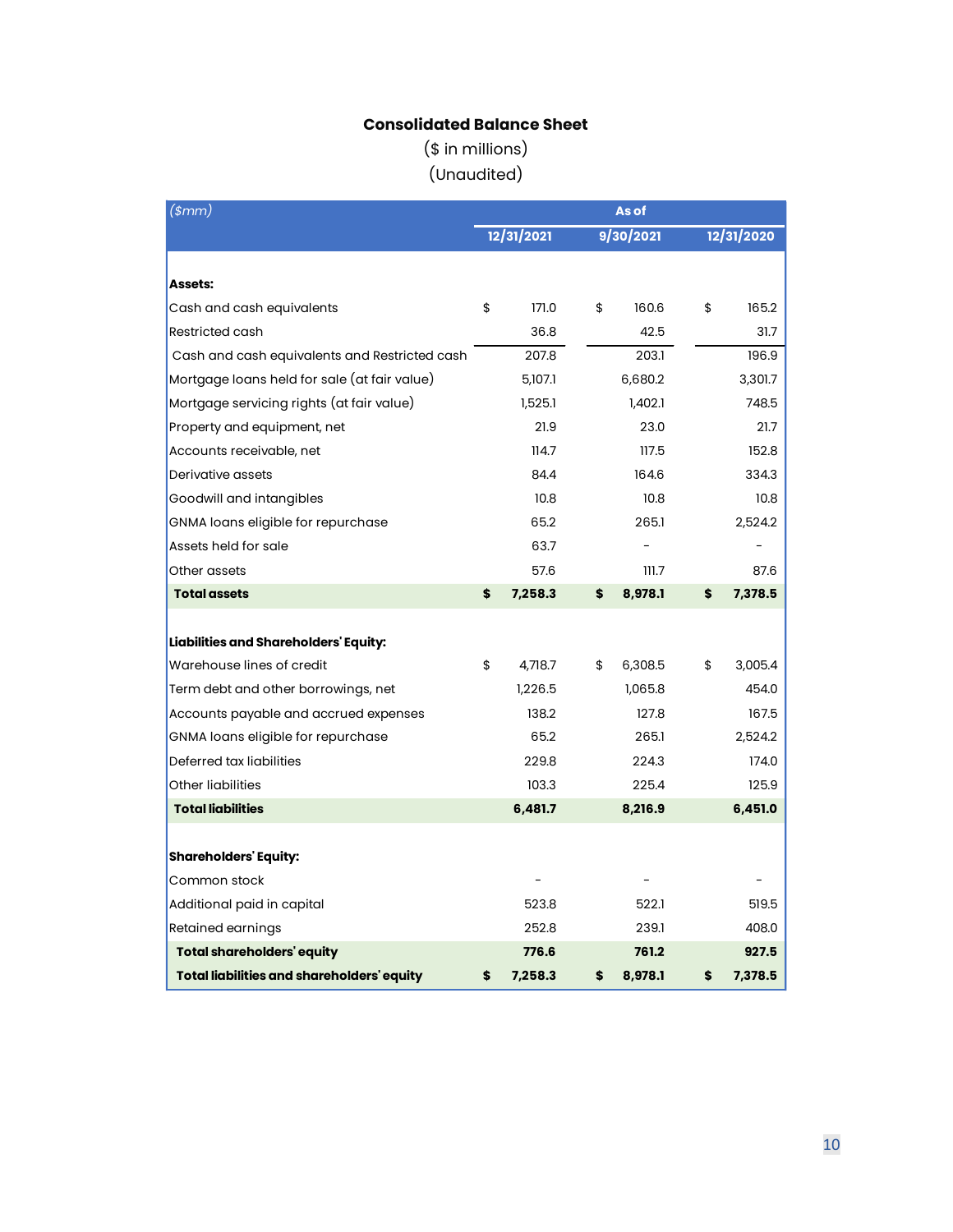## Consolidated Balance Sheet

($ in millions)

(Unaudited)

| *($mm)* | As of | | |
|---|---|---|---|
| | 12/31/2021 | 9/30/2021 | 12/31/2020 |
| **Assets:** | | | |
| Cash and cash equivalents | $ 171.0 | $ 160.6 | $ 165.2 |
| Restricted cash | 36.8 | 42.5 | 31.7 |
| Cash and cash equivalents and Restricted cash | 207.8 | 203.1 | 196.9 |
| Mortgage loans held for sale (at fair value) | 5,107.1 | 6,680.2 | 3,301.7 |
| Mortgage servicing rights (at fair value) | 1,525.1 | 1,402.1 | 748.5 |
| Property and equipment, net | 21.9 | 23.0 | 21.7 |
| Accounts receivable, net | 114.7 | 117.5 | 152.8 |
| Derivative assets | 84.4 | 164.6 | 334.3 |
| Goodwill and intangibles | 10.8 | 10.8 | 10.8 |
| GNMA loans eligible for repurchase | 65.2 | 265.1 | 2,524.2 |
| Assets held for sale | 63.7 | - | - |
| Other assets | 57.6 | 111.7 | 87.6 |
| **Total assets** | **$ 7,258.3** | **$ 8,978.1** | **$ 7,378.5** |
| **Liabilities and Shareholders' Equity:** | | | |
| Warehouse lines of credit | $ 4,718.7 | $ 6,308.5 | $ 3,005.4 |
| Term debt and other borrowings, net | 1,226.5 | 1,065.8 | 454.0 |
| Accounts payable and accrued expenses | 138.2 | 127.8 | 167.5 |
| GNMA loans eligible for repurchase | 65.2 | 265.1 | 2,524.2 |
| Deferred tax liabilities | 229.8 | 224.3 | 174.0 |
| Other liabilities | 103.3 | 225.4 | 125.9 |
| **Total liabilities** | **6,481.7** | **8,216.9** | **6,451.0** |
| **Shareholders' Equity:** | | | |
| Common stock | - | - | - |
| Additional paid in capital | 523.8 | 522.1 | 519.5 |
| Retained earnings | 252.8 | 239.1 | 408.0 |
| **Total shareholders' equity** | **776.6** | **761.2** | **927.5** |
| **Total liabilities and shareholders' equity** | **$ 7,258.3** | **$ 8,978.1** | **$ 7,378.5** |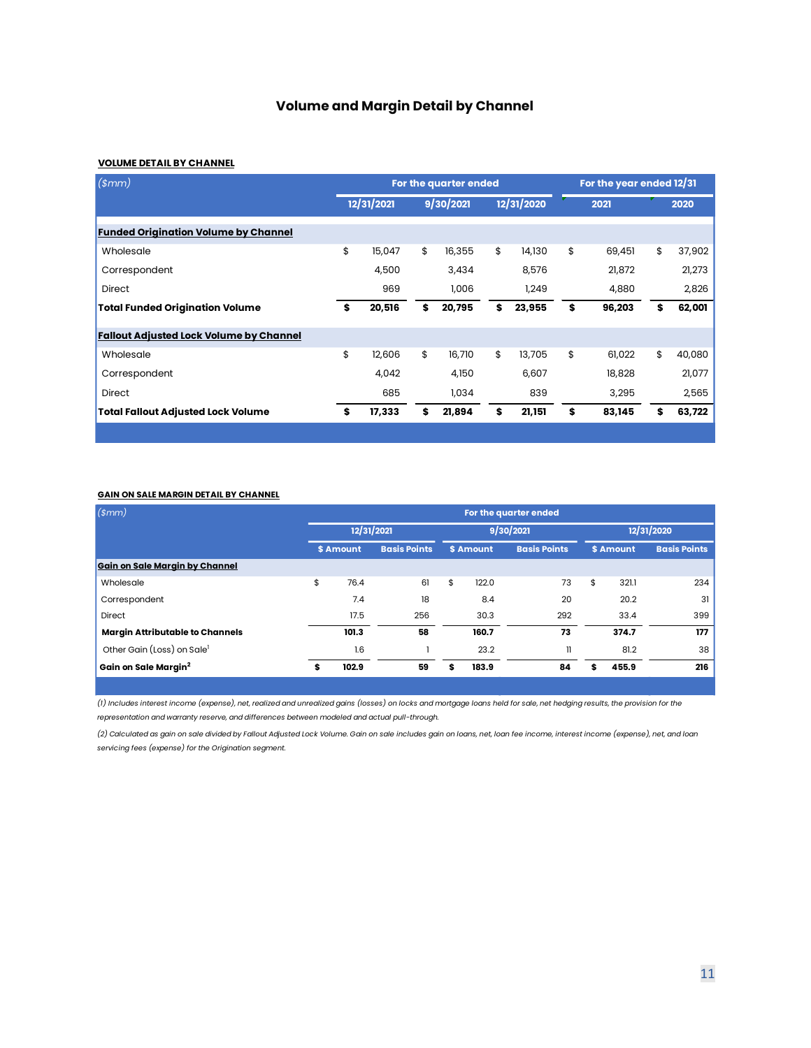# Volume and Margin Detail by Channel

**VOLUME DETAIL BY CHANNEL**

| ($mm) | For the quarter ended | | | For the year ended 12/31 | |
|---|---|---|---|---|---|
| | 12/31/2021 | 9/30/2021 | 12/31/2020 | 2021 | 2020 |
| **Funded Origination Volume by Channel** | | | | | |
| Wholesale | $ 15,047 | $ 16,355 | $ 14,130 | $ 69,451 | $ 37,902 |
| Correspondent | 4,500 | 3,434 | 8,576 | 21,872 | 21,273 |
| Direct | 969 | 1,006 | 1,249 | 4,880 | 2,826 |
| **Total Funded Origination Volume** | **$ 20,516** | **$ 20,795** | **$ 23,955** | **$ 96,203** | **$ 62,001** |
| **Fallout Adjusted Lock Volume by Channel** | | | | | |
| Wholesale | $ 12,606 | $ 16,710 | $ 13,705 | $ 61,022 | $ 40,080 |
| Correspondent | 4,042 | 4,150 | 6,607 | 18,828 | 21,077 |
| Direct | 685 | 1,034 | 839 | 3,295 | 2,565 |
| **Total Fallout Adjusted Lock Volume** | **$ 17,333** | **$ 21,894** | **$ 21,151** | **$ 83,145** | **$ 63,722** |

**GAIN ON SALE MARGIN DETAIL BY CHANNEL**

| ($mm) | For the quarter ended | | | | | |
|---|---|---|---|---|---|---|
| | 12/31/2021 | | 9/30/2021 | | 12/31/2020 | |
| | $ Amount | Basis Points | $ Amount | Basis Points | $ Amount | Basis Points |
| **Gain on Sale Margin by Channel** | | | | | | |
| Wholesale | $ 76.4 | 61 | $ 122.0 | 73 | $ 321.1 | 234 |
| Correspondent | 7.4 | 18 | 8.4 | 20 | 20.2 | 31 |
| Direct | 17.5 | 256 | 30.3 | 292 | 33.4 | 399 |
| **Margin Attributable to Channels** | **101.3** | **58** | **160.7** | **73** | **374.7** | **177** |
| Other Gain (Loss) on Sale[1] | 1.6 | 1 | 23.2 | 11 | 81.2 | 38 |
| **Gain on Sale Margin[2]** | **$ 102.9** | **59** | **$ 183.9** | **84** | **$ 455.9** | **216** |

*(1) Includes interest income (expense), net, realized and unrealized gains (losses) on locks and mortgage loans held for sale, net hedging results, the provision for the representation and warranty reserve, and differences between modeled and actual pull-through.*

*(2) Calculated as gain on sale divided by Fallout Adjusted Lock Volume. Gain on sale includes gain on loans, net, loan fee income, interest income (expense), net, and loan servicing fees (expense) for the Origination segment.*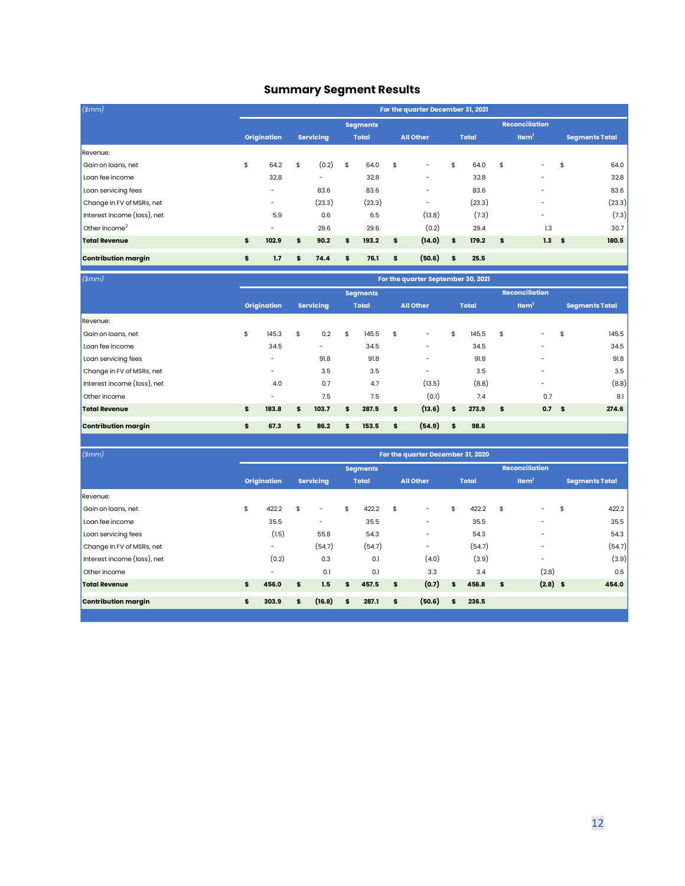## Summary Segment Results

| *($mm)* | For the quarter December 31, 2021 | | | | | | |
|---|---|---|---|---|---|---|---|
| | Segments | | | | | Reconciliation | |
| | Origination | Servicing | Total | All Other | Total | Item[1] | Segments Total |
| Revenue: | | | | | | | |
| Gain on loans, net | $ 64.2 | $ (0.2) | $ 64.0 | $ - | $ 64.0 | $ - | $ 64.0 |
| Loan fee income | 32.8 | - | 32.8 | - | 32.8 | - | 32.8 |
| Loan servicing fees | - | 83.6 | 83.6 | - | 83.6 | - | 83.6 |
| Change in FV of MSRs, net | - | (23.3) | (23.3) | - | (23.3) | - | (23.3) |
| Interest income (loss), net | 5.9 | 0.6 | 6.5 | (13.8) | (7.3) | - | (7.3) |
| Other income[2] | - | 29.6 | 29.6 | (0.2) | 29.4 | 1.3 | 30.7 |
| **Total Revenue** | **$ 102.9** | **$ 90.2** | **$ 193.2** | **$ (14.0)** | **$ 179.2** | **$ 1.3** | **$ 180.5** |
| **Contribution margin** | **$ 1.7** | **$ 74.4** | **$ 76.1** | **$ (50.6)** | **$ 25.5** | | |

| *($mm)* | For the quarter September 30, 2021 | | | | | | |
|---|---|---|---|---|---|---|---|
| | Segments | | | | | Reconciliation | |
| | Origination | Servicing | Total | All Other | Total | Item[1] | Segments Total |
| Revenue: | | | | | | | |
| Gain on loans, net | $ 145.3 | $ 0.2 | $ 145.5 | $ - | $ 145.5 | $ - | $ 145.5 |
| Loan fee income | 34.5 | - | 34.5 | - | 34.5 | - | 34.5 |
| Loan servicing fees | - | 91.8 | 91.8 | - | 91.8 | - | 91.8 |
| Change in FV of MSRs, net | - | 3.5 | 3.5 | - | 3.5 | - | 3.5 |
| Interest income (loss), net | 4.0 | 0.7 | 4.7 | (13.5) | (8.8) | - | (8.8) |
| Other income | - | 7.5 | 7.5 | (0.1) | 7.4 | 0.7 | 8.1 |
| **Total Revenue** | **$ 183.8** | **$ 103.7** | **$ 287.5** | **$ (13.6)** | **$ 273.9** | **$ 0.7** | **$ 274.6** |
| **Contribution margin** | **$ 67.3** | **$ 86.2** | **$ 153.5** | **$ (54.9)** | **$ 98.6** | | |

| *($mm)* | For the quarter December 31, 2020 | | | | | | |
|---|---|---|---|---|---|---|---|
| | Segments | | | | | Reconciliation | |
| | Origination | Servicing | Total | All Other | Total | Item[1] | Segments Total |
| Revenue: | | | | | | | |
| Gain on loans, net | $ 422.2 | $ - | $ 422.2 | $ - | $ 422.2 | $ - | $ 422.2 |
| Loan fee income | 35.5 | - | 35.5 | - | 35.5 | - | 35.5 |
| Loan servicing fees | (1.5) | 55.8 | 54.3 | - | 54.3 | - | 54.3 |
| Change in FV of MSRs, net | - | (54.7) | (54.7) | - | (54.7) | - | (54.7) |
| Interest income (loss), net | (0.2) | 0.3 | 0.1 | (4.0) | (3.9) | - | (3.9) |
| Other income | - | 0.1 | 0.1 | 3.3 | 3.4 | (2.8) | 0.6 |
| **Total Revenue** | **$ 456.0** | **$ 1.5** | **$ 457.5** | **$ (0.7)** | **$ 456.8** | **$ (2.8)** | **$ 454.0** |
| **Contribution margin** | **$ 303.9** | **$ (16.8)** | **$ 287.1** | **$ (50.6)** | **$ 236.5** | | |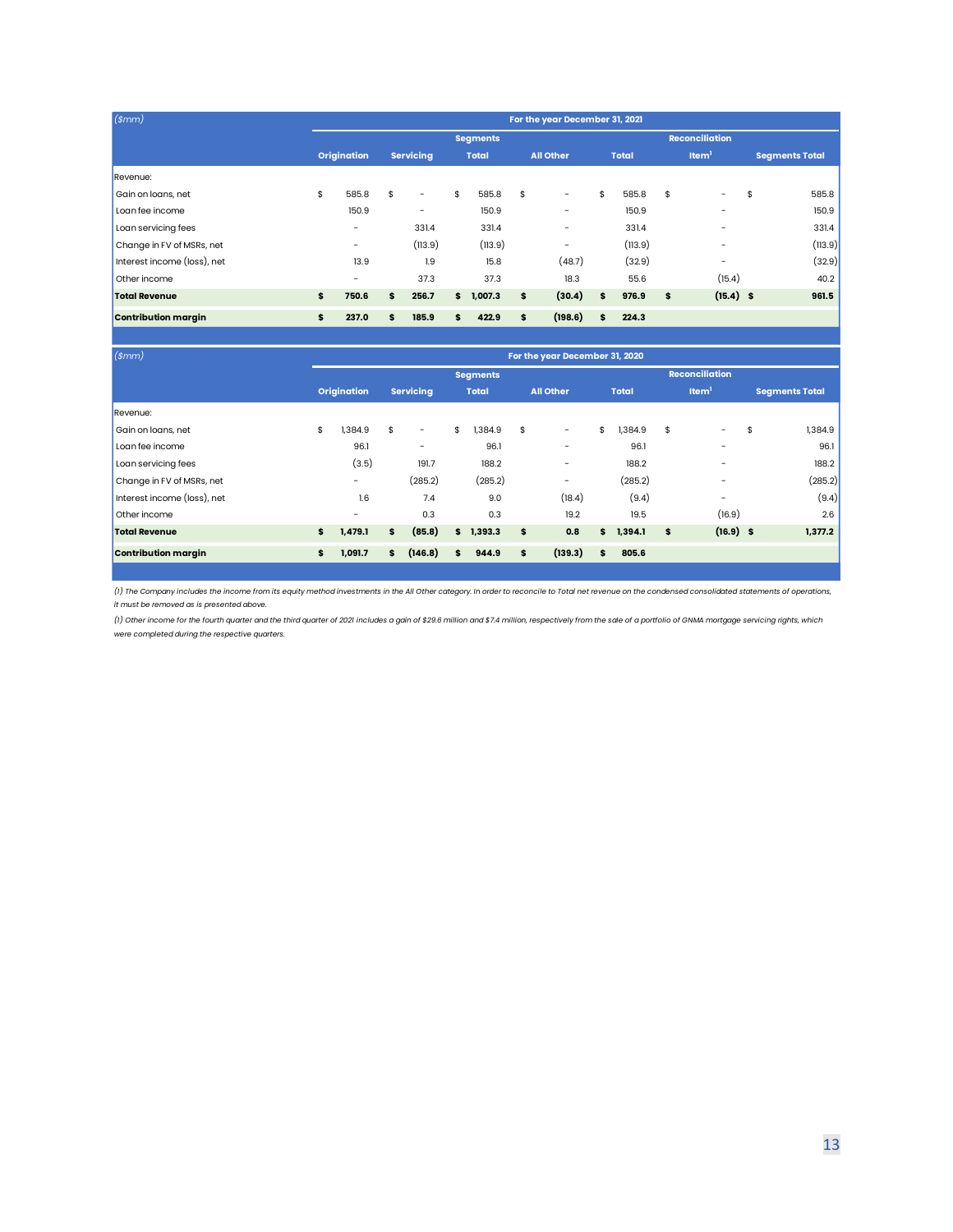| ($mm) | For the year December 31, 2021 | | | | | | |
|---|---|---|---|---|---|---|---|
| | Segments | | | | | Reconciliation | |
| | Origination | Servicing | Total | All Other | Total | Item[1] | Segments Total |
| Revenue: | | | | | | | |
| Gain on loans, net | $ 585.8 | $ - | $ 585.8 | $ - | $ 585.8 | $ - | $ 585.8 |
| Loan fee income | 150.9 | - | 150.9 | - | 150.9 | - | 150.9 |
| Loan servicing fees | - | 331.4 | 331.4 | - | 331.4 | - | 331.4 |
| Change in FV of MSRs, net | - | (113.9) | (113.9) | - | (113.9) | - | (113.9) |
| Interest income (loss), net | 13.9 | 1.9 | 15.8 | (48.7) | (32.9) | - | (32.9) |
| Other income | - | 37.3 | 37.3 | 18.3 | 55.6 | (15.4) | 40.2 |
| **Total Revenue** | **$ 750.6** | **$ 256.7** | **$ 1,007.3** | **$ (30.4)** | **$ 976.9** | **$ (15.4)** | **$ 961.5** |
| **Contribution margin** | **$ 237.0** | **$ 185.9** | **$ 422.9** | **$ (198.6)** | **$ 224.3** | | |

| ($mm) | For the year December 31, 2020 | | | | | | |
|---|---|---|---|---|---|---|---|
| | Segments | | | | | Reconciliation | |
| | Origination | Servicing | Total | All Other | Total | Item[1] | Segments Total |
| Revenue: | | | | | | | |
| Gain on loans, net | $ 1,384.9 | $ - | $ 1,384.9 | $ - | $ 1,384.9 | $ - | $ 1,384.9 |
| Loan fee income | 96.1 | - | 96.1 | - | 96.1 | - | 96.1 |
| Loan servicing fees | (3.5) | 191.7 | 188.2 | - | 188.2 | - | 188.2 |
| Change in FV of MSRs, net | - | (285.2) | (285.2) | - | (285.2) | - | (285.2) |
| Interest income (loss), net | 1.6 | 7.4 | 9.0 | (18.4) | (9.4) | - | (9.4) |
| Other income | - | 0.3 | 0.3 | 19.2 | 19.5 | (16.9) | 2.6 |
| **Total Revenue** | **$ 1,479.1** | **$ (85.8)** | **$ 1,393.3** | **$ 0.8** | **$ 1,394.1** | **$ (16.9)** | **$ 1,377.2** |
| **Contribution margin** | **$ 1,091.7** | **$ (146.8)** | **$ 944.9** | **$ (139.3)** | **$ 805.6** | | |

*(1) The Company includes the income from its equity method investments in the All Other category. In order to reconcile to Total net revenue on the condensed consolidated statements of operations, it must be removed as is presented above.*

*(1) Other income for the fourth quarter and the third quarter of 2021 includes a gain of $29.6 million and $7.4 million, respectively from the sale of a portfolio of GNMA mortgage servicing rights, which were completed during the respective quarters.*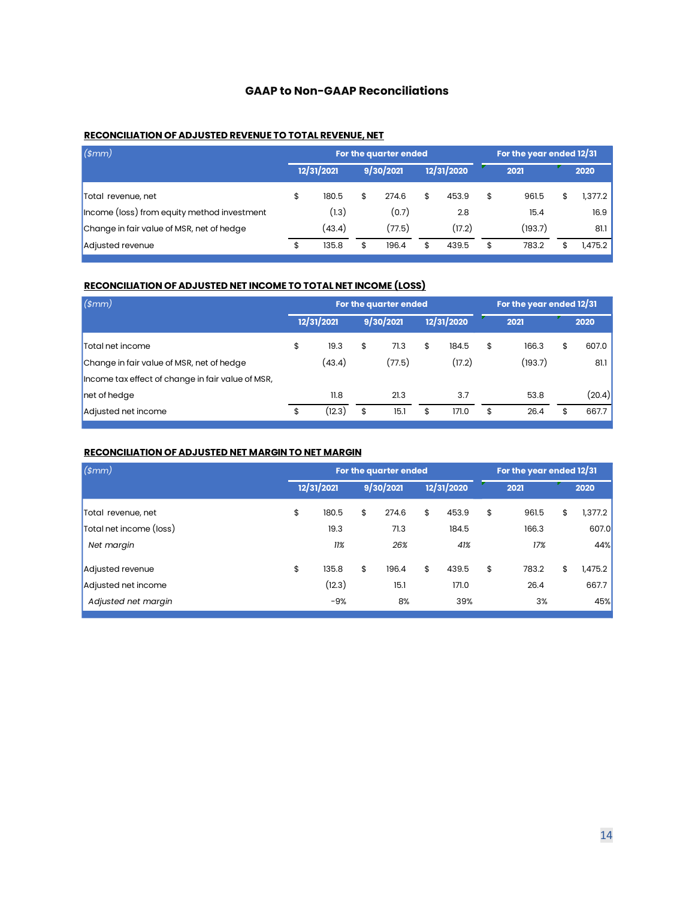## GAAP to Non-GAAP Reconciliations

**RECONCILIATION OF ADJUSTED REVENUE TO TOTAL REVENUE, NET**

| *($mm)* | For the quarter ended | | | For the year ended 12/31 | |
|---|---|---|---|---|---|
| | 12/31/2021 | 9/30/2021 | 12/31/2020 | 2021 | 2020 |
| Total revenue, net | $ 180.5 | $ 274.6 | $ 453.9 | $ 961.5 | $ 1,377.2 |
| Income (loss) from equity method investment | (1.3) | (0.7) | 2.8 | 15.4 | 16.9 |
| Change in fair value of MSR, net of hedge | (43.4) | (77.5) | (17.2) | (193.7) | 81.1 |
| Adjusted revenue | $ 135.8 | $ 196.4 | $ 439.5 | $ 783.2 | $ 1,475.2 |

**RECONCILIATION OF ADJUSTED NET INCOME TO TOTAL NET INCOME (LOSS)**

| *($mm)* | For the quarter ended | | | For the year ended 12/31 | |
|---|---|---|---|---|---|
| | 12/31/2021 | 9/30/2021 | 12/31/2020 | 2021 | 2020 |
| Total net income | $ 19.3 | $ 71.3 | $ 184.5 | $ 166.3 | $ 607.0 |
| Change in fair value of MSR, net of hedge | (43.4) | (77.5) | (17.2) | (193.7) | 81.1 |
| Income tax effect of change in fair value of MSR, net of hedge | 11.8 | 21.3 | 3.7 | 53.8 | (20.4) |
| Adjusted net income | $ (12.3) | $ 15.1 | $ 171.0 | $ 26.4 | $ 667.7 |

**RECONCILIATION OF ADJUSTED NET MARGIN TO NET MARGIN**

| *($mm)* | For the quarter ended | | | For the year ended 12/31 | |
|---|---|---|---|---|---|
| | 12/31/2021 | 9/30/2021 | 12/31/2020 | 2021 | 2020 |
| Total revenue, net | $ 180.5 | $ 274.6 | $ 453.9 | $ 961.5 | $ 1,377.2 |
| Total net income (loss) | 19.3 | 71.3 | 184.5 | 166.3 | 607.0 |
| *Net margin* | *11%* | *26%* | *41%* | *17%* | *44%* |
| Adjusted revenue | $ 135.8 | $ 196.4 | $ 439.5 | $ 783.2 | $ 1,475.2 |
| Adjusted net income | (12.3) | 15.1 | 171.0 | 26.4 | 667.7 |
| *Adjusted net margin* | -9% | 8% | 39% | 3% | 45% |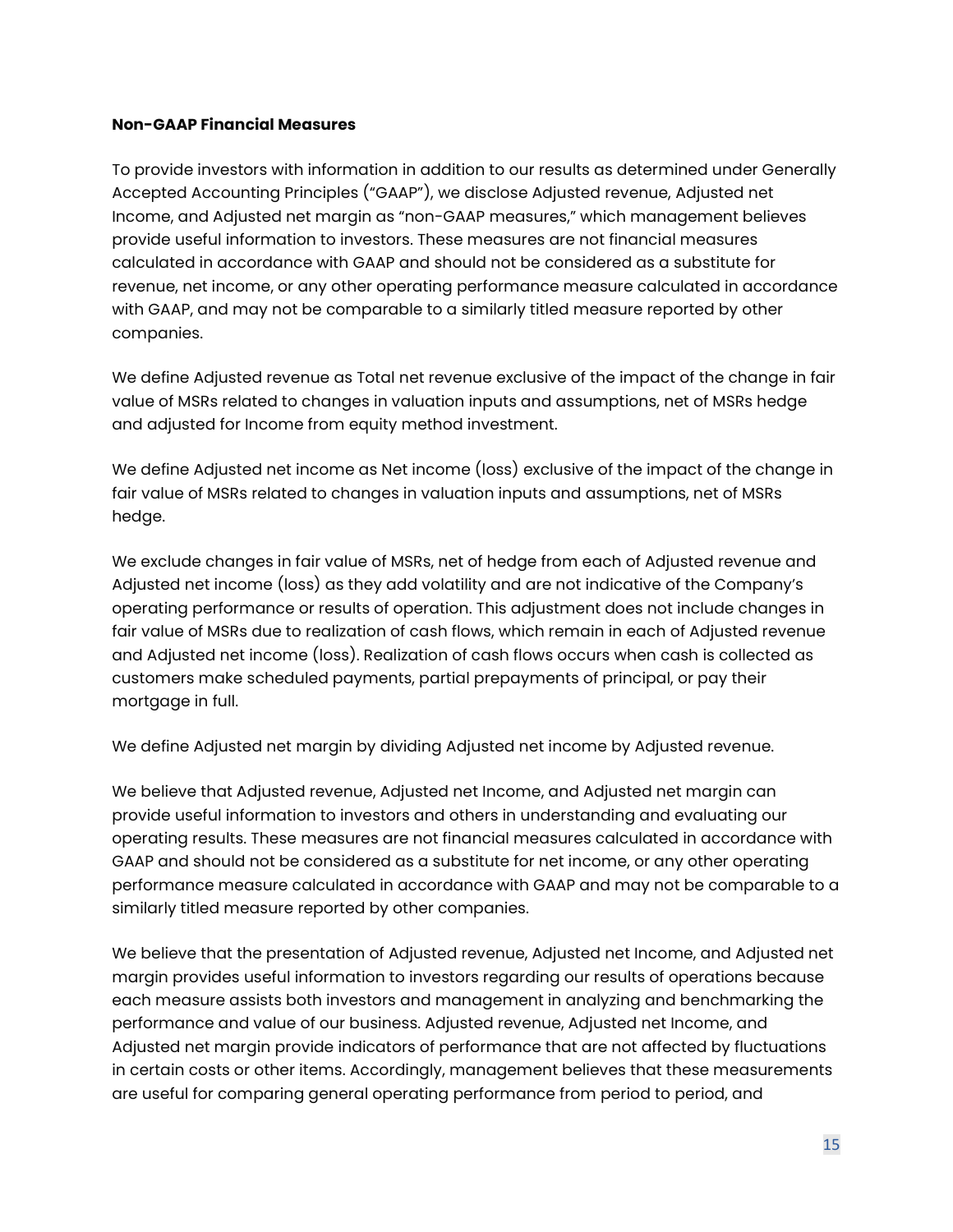**Non-GAAP Financial Measures**

To provide investors with information in addition to our results as determined under Generally Accepted Accounting Principles ("GAAP"), we disclose Adjusted revenue, Adjusted net Income, and Adjusted net margin as "non-GAAP measures," which management believes provide useful information to investors. These measures are not financial measures calculated in accordance with GAAP and should not be considered as a substitute for revenue, net income, or any other operating performance measure calculated in accordance with GAAP, and may not be comparable to a similarly titled measure reported by other companies.

We define Adjusted revenue as Total net revenue exclusive of the impact of the change in fair value of MSRs related to changes in valuation inputs and assumptions, net of MSRs hedge and adjusted for Income from equity method investment.

We define Adjusted net income as Net income (loss) exclusive of the impact of the change in fair value of MSRs related to changes in valuation inputs and assumptions, net of MSRs hedge.

We exclude changes in fair value of MSRs, net of hedge from each of Adjusted revenue and Adjusted net income (loss) as they add volatility and are not indicative of the Company's operating performance or results of operation. This adjustment does not include changes in fair value of MSRs due to realization of cash flows, which remain in each of Adjusted revenue and Adjusted net income (loss). Realization of cash flows occurs when cash is collected as customers make scheduled payments, partial prepayments of principal, or pay their mortgage in full.

We define Adjusted net margin by dividing Adjusted net income by Adjusted revenue.

We believe that Adjusted revenue, Adjusted net Income, and Adjusted net margin can provide useful information to investors and others in understanding and evaluating our operating results. These measures are not financial measures calculated in accordance with GAAP and should not be considered as a substitute for net income, or any other operating performance measure calculated in accordance with GAAP and may not be comparable to a similarly titled measure reported by other companies.

We believe that the presentation of Adjusted revenue, Adjusted net Income, and Adjusted net margin provides useful information to investors regarding our results of operations because each measure assists both investors and management in analyzing and benchmarking the performance and value of our business. Adjusted revenue, Adjusted net Income, and Adjusted net margin provide indicators of performance that are not affected by fluctuations in certain costs or other items. Accordingly, management believes that these measurements are useful for comparing general operating performance from period to period, and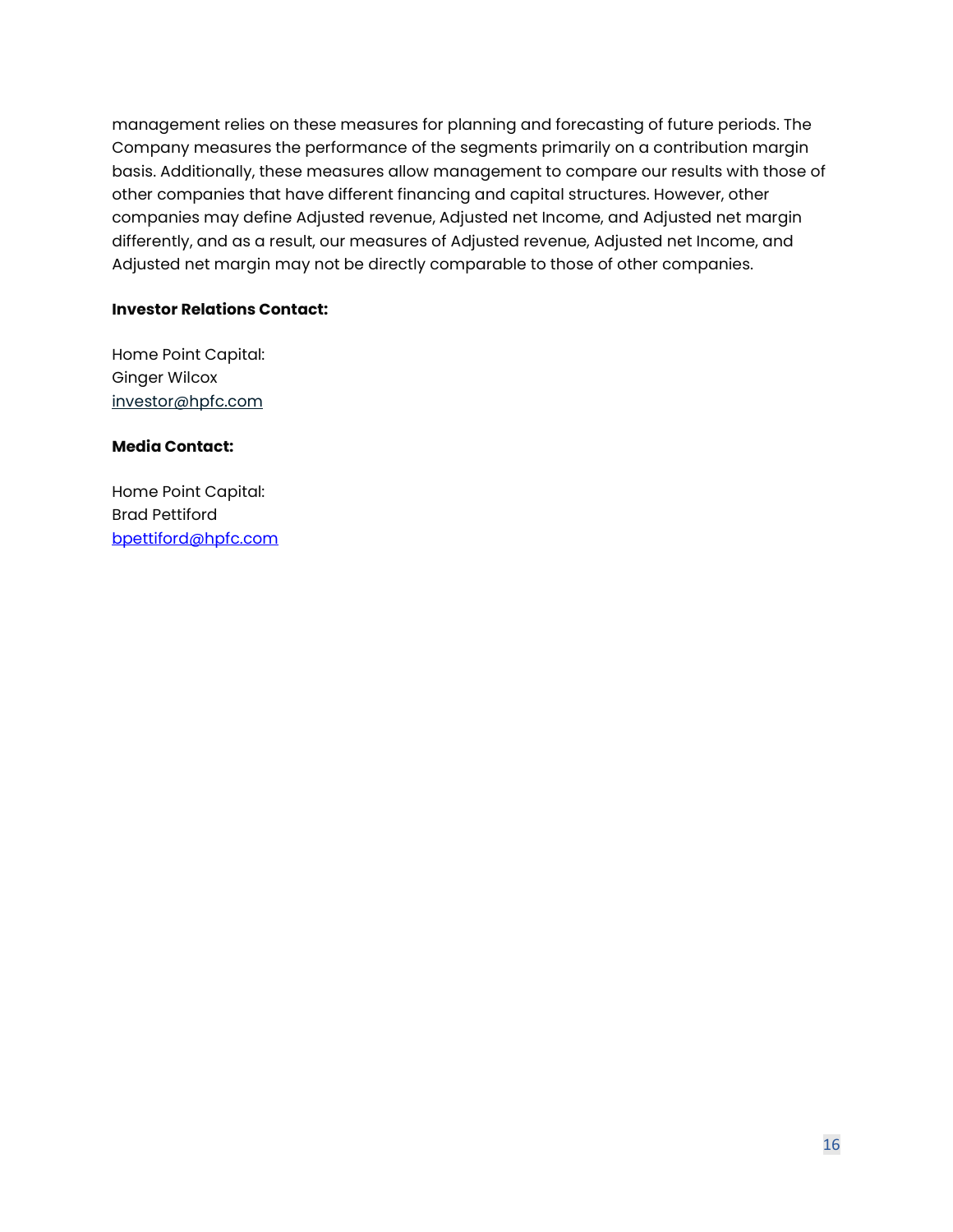management relies on these measures for planning and forecasting of future periods. The Company measures the performance of the segments primarily on a contribution margin basis. Additionally, these measures allow management to compare our results with those of other companies that have different financing and capital structures. However, other companies may define Adjusted revenue, Adjusted net Income, and Adjusted net margin differently, and as a result, our measures of Adjusted revenue, Adjusted net Income, and Adjusted net margin may not be directly comparable to those of other companies.

**Investor Relations Contact:**

Home Point Capital:
Ginger Wilcox
investor@hpfc.com

**Media Contact:**

Home Point Capital:
Brad Pettiford
bpettiford@hpfc.com